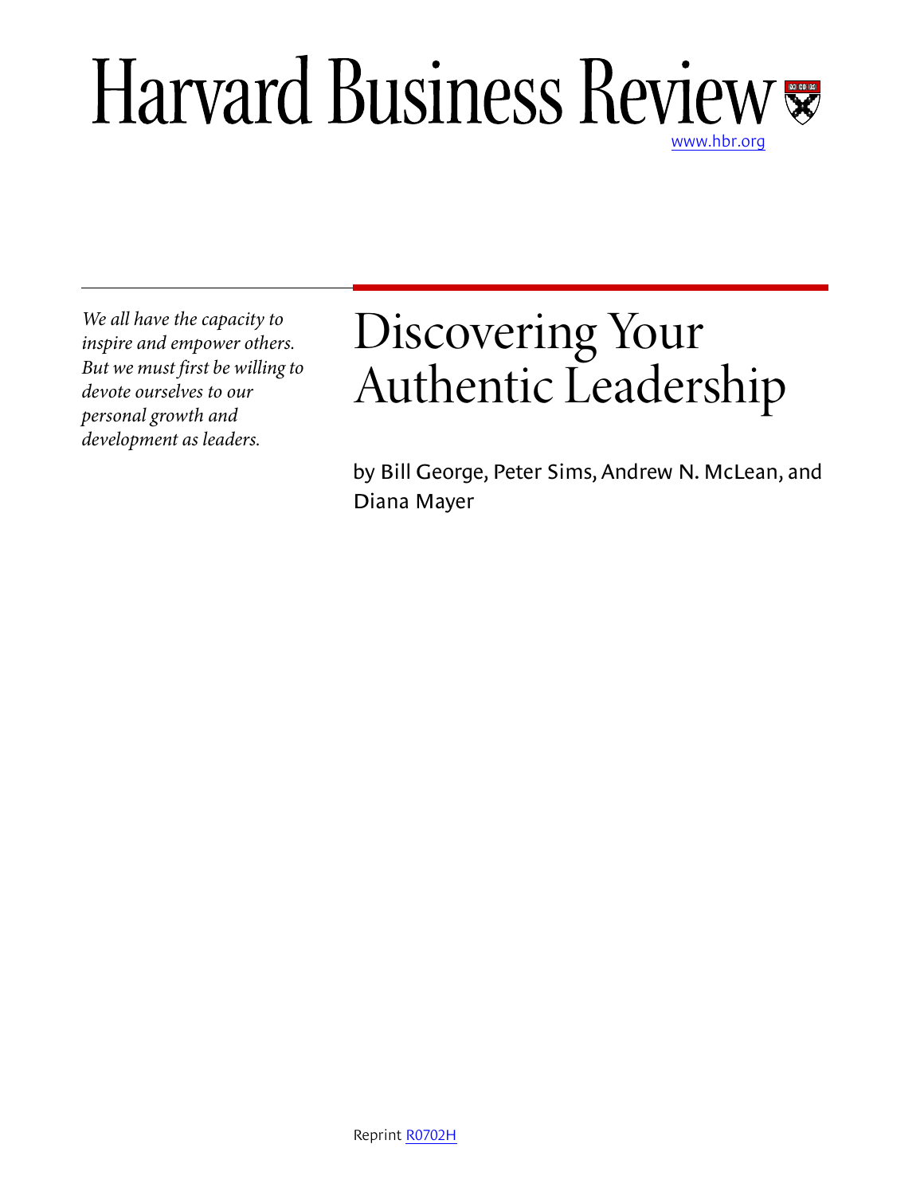Harvard Business Review

www.hbr.org

*We all have the capacity to inspire and empower others. But we must first be willing to devote ourselves to our personal growth and development as leaders.*

# Discovering Your Authentic Leadership

by Bill George, Peter Sims, Andrew N. McLean, and Diana Mayer

Reprint R0702H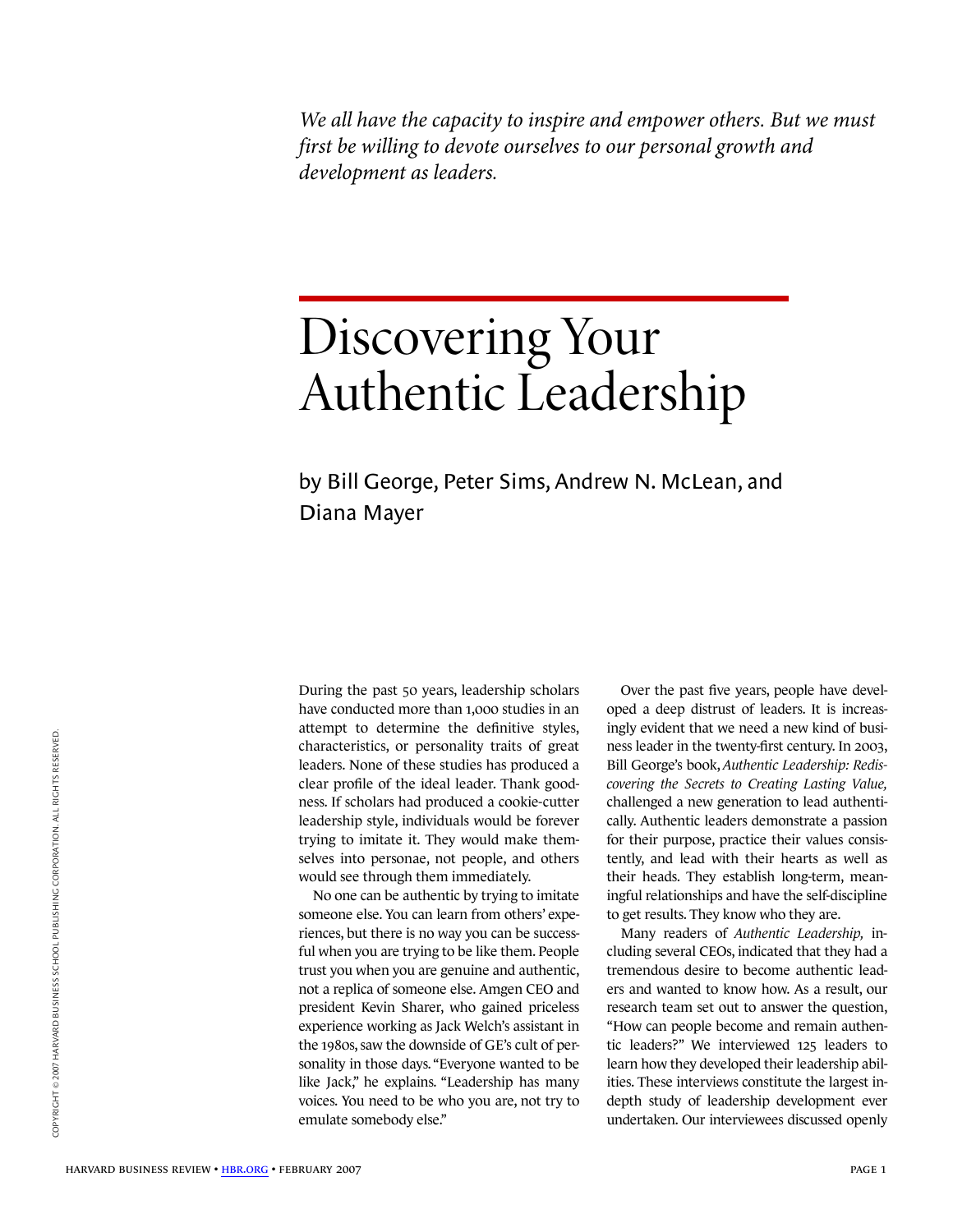*We all have the capacity to inspire and empower others. But we must first be willing to devote ourselves to our personal growth and development as leaders.*

# Discovering Your Authentic Leadership

by Bill George, Peter Sims, Andrew N. McLean, and Diana Mayer

During the past 50 years, leadership scholars have conducted more than 1,000 studies in an attempt to determine the definitive styles, characteristics, or personality traits of great leaders. None of these studies has produced a clear profile of the ideal leader. Thank goodness. If scholars had produced a cookie-cutter leadership style, individuals would be forever trying to imitate it. They would make themselves into personae, not people, and others would see through them immediately.

No one can be authentic by trying to imitate someone else. You can learn from others' experiences, but there is no way you can be successful when you are trying to be like them. People trust you when you are genuine and authentic, not a replica of someone else. Amgen CEO and president Kevin Sharer, who gained priceless experience working as Jack Welch's assistant in the 1980s, saw the downside of GE's cult of personality in those days. "Everyone wanted to be like Jack," he explains. "Leadership has many voices. You need to be who you are, not try to emulate somebody else."

Over the past five years, people have developed a deep distrust of leaders. It is increasingly evident that we need a new kind of business leader in the twenty-first century. In 2003, Bill George's book, *Authentic Leadership: Rediscovering the Secrets to Creating Lasting Value,* challenged a new generation to lead authentically. Authentic leaders demonstrate a passion for their purpose, practice their values consistently, and lead with their hearts as well as their heads. They establish long-term, meaningful relationships and have the self-discipline to get results. They know who they are.

Many readers of *Authentic Leadership,* including several CEOs, indicated that they had a tremendous desire to become authentic leaders and wanted to know how. As a result, our research team set out to answer the question, "How can people become and remain authentic leaders?" We interviewed 125 leaders to learn how they developed their leadership abilities. These interviews constitute the largest in-depth study of leadership development ever undertaken. Our interviewees discussed openly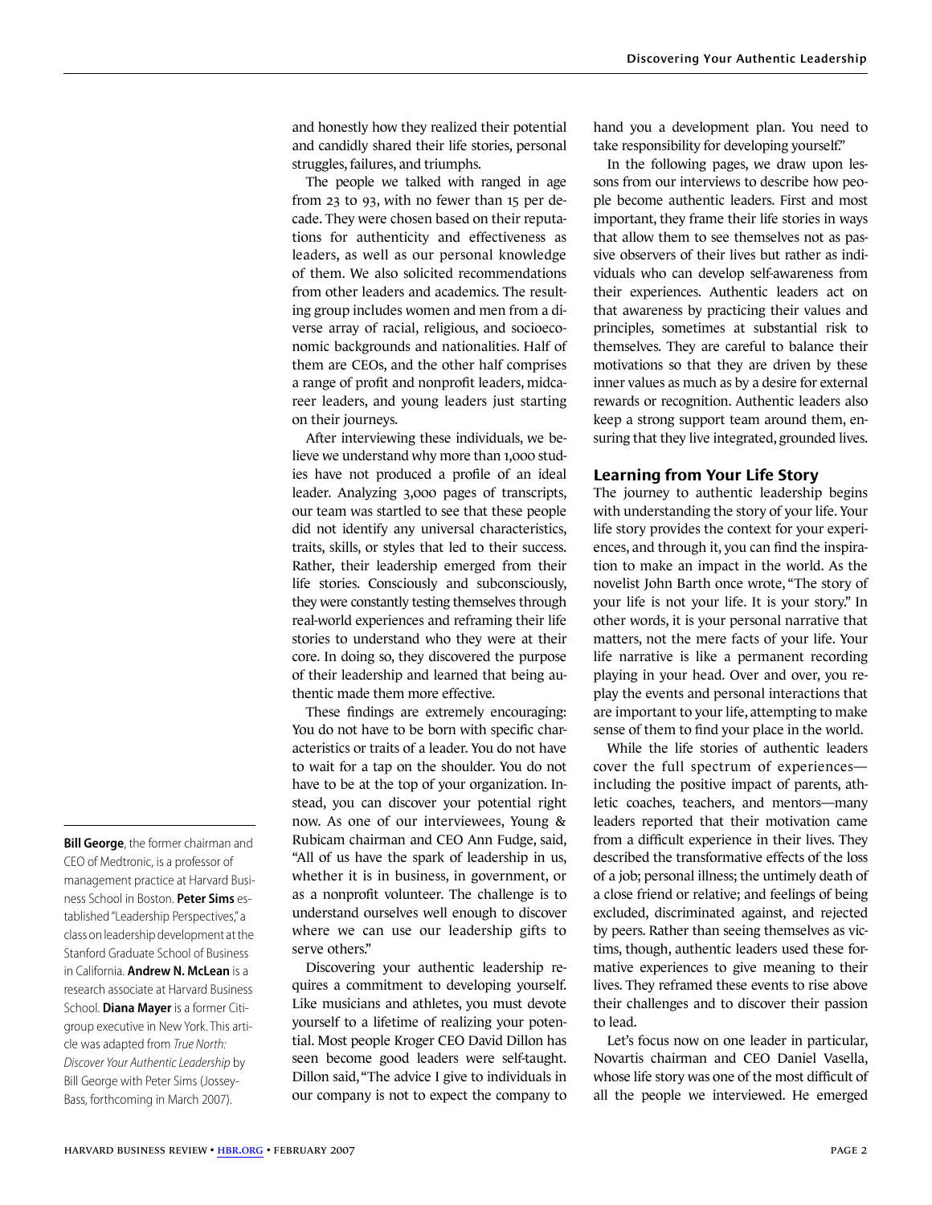and honestly how they realized their potential and candidly shared their life stories, personal struggles, failures, and triumphs.

The people we talked with ranged in age from 23 to 93, with no fewer than 15 per decade. They were chosen based on their reputations for authenticity and effectiveness as leaders, as well as our personal knowledge of them. We also solicited recommendations from other leaders and academics. The resulting group includes women and men from a diverse array of racial, religious, and socioeconomic backgrounds and nationalities. Half of them are CEOs, and the other half comprises a range of profit and nonprofit leaders, midcareer leaders, and young leaders just starting on their journeys.

After interviewing these individuals, we believe we understand why more than 1,000 studies have not produced a profile of an ideal leader. Analyzing 3,000 pages of transcripts, our team was startled to see that these people did not identify any universal characteristics, traits, skills, or styles that led to their success. Rather, their leadership emerged from their life stories. Consciously and subconsciously, they were constantly testing themselves through real-world experiences and reframing their life stories to understand who they were at their core. In doing so, they discovered the purpose of their leadership and learned that being authentic made them more effective.

These findings are extremely encouraging: You do not have to be born with specific characteristics or traits of a leader. You do not have to wait for a tap on the shoulder. You do not have to be at the top of your organization. Instead, you can discover your potential right now. As one of our interviewees, Young & Rubicam chairman and CEO Ann Fudge, said, "All of us have the spark of leadership in us, whether it is in business, in government, or as a nonprofit volunteer. The challenge is to understand ourselves well enough to discover where we can use our leadership gifts to serve others."

Discovering your authentic leadership requires a commitment to developing yourself. Like musicians and athletes, you must devote yourself to a lifetime of realizing your potential. Most people Kroger CEO David Dillon has seen become good leaders were self-taught. Dillon said, "The advice I give to individuals in our company is not to expect the company to hand you a development plan. You need to take responsibility for developing yourself."

In the following pages, we draw upon lessons from our interviews to describe how people become authentic leaders. First and most important, they frame their life stories in ways that allow them to see themselves not as passive observers of their lives but rather as individuals who can develop self-awareness from their experiences. Authentic leaders act on that awareness by practicing their values and principles, sometimes at substantial risk to themselves. They are careful to balance their motivations so that they are driven by these inner values as much as by a desire for external rewards or recognition. Authentic leaders also keep a strong support team around them, ensuring that they live integrated, grounded lives.

## Learning from Your Life Story

The journey to authentic leadership begins with understanding the story of your life. Your life story provides the context for your experiences, and through it, you can find the inspiration to make an impact in the world. As the novelist John Barth once wrote, "The story of your life is not your life. It is your story." In other words, it is your personal narrative that matters, not the mere facts of your life. Your life narrative is like a permanent recording playing in your head. Over and over, you replay the events and personal interactions that are important to your life, attempting to make sense of them to find your place in the world.

While the life stories of authentic leaders cover the full spectrum of experiences—including the positive impact of parents, athletic coaches, teachers, and mentors—many leaders reported that their motivation came from a difficult experience in their lives. They described the transformative effects of the loss of a job; personal illness; the untimely death of a close friend or relative; and feelings of being excluded, discriminated against, and rejected by peers. Rather than seeing themselves as victims, though, authentic leaders used these formative experiences to give meaning to their lives. They reframed these events to rise above their challenges and to discover their passion to lead.

Let's focus now on one leader in particular, Novartis chairman and CEO Daniel Vasella, whose life story was one of the most difficult of all the people we interviewed. He emerged

---

**Bill George**, the former chairman and CEO of Medtronic, is a professor of management practice at Harvard Business School in Boston. **Peter Sims** established "Leadership Perspectives," a class on leadership development at the Stanford Graduate School of Business in California. **Andrew N. McLean** is a research associate at Harvard Business School. **Diana Mayer** is a former Citigroup executive in New York. This article was adapted from *True North: Discover Your Authentic Leadership* by Bill George with Peter Sims (Jossey-Bass, forthcoming in March 2007).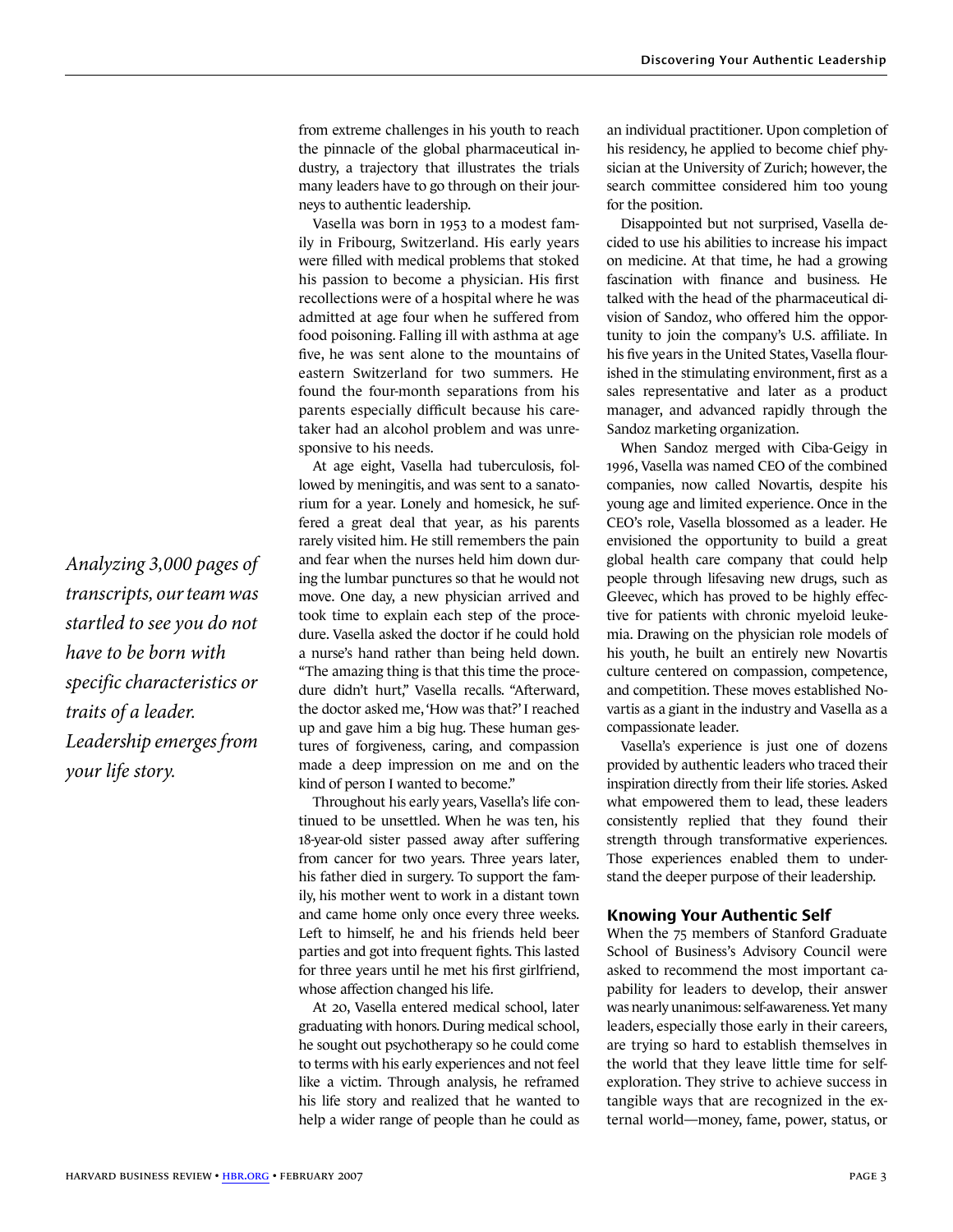from extreme challenges in his youth to reach the pinnacle of the global pharmaceutical industry, a trajectory that illustrates the trials many leaders have to go through on their journeys to authentic leadership.

Vasella was born in 1953 to a modest family in Fribourg, Switzerland. His early years were filled with medical problems that stoked his passion to become a physician. His first recollections were of a hospital where he was admitted at age four when he suffered from food poisoning. Falling ill with asthma at age five, he was sent alone to the mountains of eastern Switzerland for two summers. He found the four-month separations from his parents especially difficult because his caretaker had an alcohol problem and was unresponsive to his needs.

At age eight, Vasella had tuberculosis, followed by meningitis, and was sent to a sanatorium for a year. Lonely and homesick, he suffered a great deal that year, as his parents rarely visited him. He still remembers the pain and fear when the nurses held him down during the lumbar punctures so that he would not move. One day, a new physician arrived and took time to explain each step of the procedure. Vasella asked the doctor if he could hold a nurse's hand rather than being held down. "The amazing thing is that this time the procedure didn't hurt," Vasella recalls. "Afterward, the doctor asked me, 'How was that?' I reached up and gave him a big hug. These human gestures of forgiveness, caring, and compassion made a deep impression on me and on the kind of person I wanted to become."

*Analyzing 3,000 pages of transcripts, our team was startled to see you do not have to be born with specific characteristics or traits of a leader. Leadership emerges from your life story.*

Throughout his early years, Vasella's life continued to be unsettled. When he was ten, his 18-year-old sister passed away after suffering from cancer for two years. Three years later, his father died in surgery. To support the family, his mother went to work in a distant town and came home only once every three weeks. Left to himself, he and his friends held beer parties and got into frequent fights. This lasted for three years until he met his first girlfriend, whose affection changed his life.

At 20, Vasella entered medical school, later graduating with honors. During medical school, he sought out psychotherapy so he could come to terms with his early experiences and not feel like a victim. Through analysis, he reframed his life story and realized that he wanted to help a wider range of people than he could as an individual practitioner. Upon completion of his residency, he applied to become chief physician at the University of Zurich; however, the search committee considered him too young for the position.

Disappointed but not surprised, Vasella decided to use his abilities to increase his impact on medicine. At that time, he had a growing fascination with finance and business. He talked with the head of the pharmaceutical division of Sandoz, who offered him the opportunity to join the company's U.S. affiliate. In his five years in the United States, Vasella flourished in the stimulating environment, first as a sales representative and later as a product manager, and advanced rapidly through the Sandoz marketing organization.

When Sandoz merged with Ciba-Geigy in 1996, Vasella was named CEO of the combined companies, now called Novartis, despite his young age and limited experience. Once in the CEO's role, Vasella blossomed as a leader. He envisioned the opportunity to build a great global health care company that could help people through lifesaving new drugs, such as Gleevec, which has proved to be highly effective for patients with chronic myeloid leukemia. Drawing on the physician role models of his youth, he built an entirely new Novartis culture centered on compassion, competence, and competition. These moves established Novartis as a giant in the industry and Vasella as a compassionate leader.

Vasella's experience is just one of dozens provided by authentic leaders who traced their inspiration directly from their life stories. Asked what empowered them to lead, these leaders consistently replied that they found their strength through transformative experiences. Those experiences enabled them to understand the deeper purpose of their leadership.

## Knowing Your Authentic Self

When the 75 members of Stanford Graduate School of Business's Advisory Council were asked to recommend the most important capability for leaders to develop, their answer was nearly unanimous: self-awareness. Yet many leaders, especially those early in their careers, are trying so hard to establish themselves in the world that they leave little time for self-exploration. They strive to achieve success in tangible ways that are recognized in the external world—money, fame, power, status, or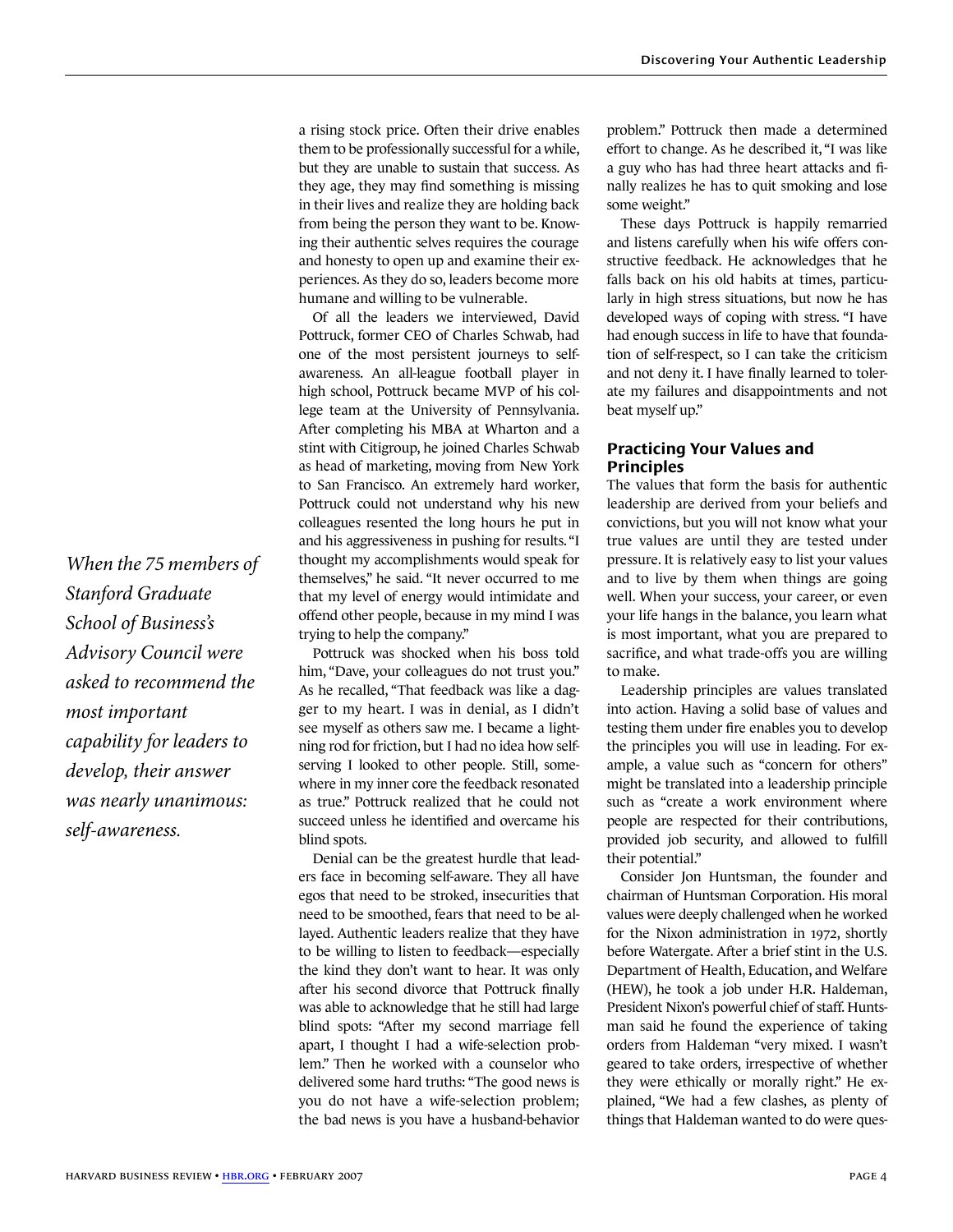*When the 75 members of Stanford Graduate School of Business's Advisory Council were asked to recommend the most important capability for leaders to develop, their answer was nearly unanimous: self-awareness.*

a rising stock price. Often their drive enables them to be professionally successful for a while, but they are unable to sustain that success. As they age, they may find something is missing in their lives and realize they are holding back from being the person they want to be. Knowing their authentic selves requires the courage and honesty to open up and examine their experiences. As they do so, leaders become more humane and willing to be vulnerable.

Of all the leaders we interviewed, David Pottruck, former CEO of Charles Schwab, had one of the most persistent journeys to self-awareness. An all-league football player in high school, Pottruck became MVP of his college team at the University of Pennsylvania. After completing his MBA at Wharton and a stint with Citigroup, he joined Charles Schwab as head of marketing, moving from New York to San Francisco. An extremely hard worker, Pottruck could not understand why his new colleagues resented the long hours he put in and his aggressiveness in pushing for results. "I thought my accomplishments would speak for themselves," he said. "It never occurred to me that my level of energy would intimidate and offend other people, because in my mind I was trying to help the company."

Pottruck was shocked when his boss told him, "Dave, your colleagues do not trust you." As he recalled, "That feedback was like a dagger to my heart. I was in denial, as I didn't see myself as others saw me. I became a lightning rod for friction, but I had no idea how self-serving I looked to other people. Still, somewhere in my inner core the feedback resonated as true." Pottruck realized that he could not succeed unless he identified and overcame his blind spots.

Denial can be the greatest hurdle that leaders face in becoming self-aware. They all have egos that need to be stroked, insecurities that need to be smoothed, fears that need to be allayed. Authentic leaders realize that they have to be willing to listen to feedback—especially the kind they don't want to hear. It was only after his second divorce that Pottruck finally was able to acknowledge that he still had large blind spots: "After my second marriage fell apart, I thought I had a wife-selection problem." Then he worked with a counselor who delivered some hard truths: "The good news is you do not have a wife-selection problem; the bad news is you have a husband-behavior problem." Pottruck then made a determined effort to change. As he described it, "I was like a guy who has had three heart attacks and finally realizes he has to quit smoking and lose some weight."

These days Pottruck is happily remarried and listens carefully when his wife offers constructive feedback. He acknowledges that he falls back on his old habits at times, particularly in high stress situations, but now he has developed ways of coping with stress. "I have had enough success in life to have that foundation of self-respect, so I can take the criticism and not deny it. I have finally learned to tolerate my failures and disappointments and not beat myself up."

## Practicing Your Values and Principles

The values that form the basis for authentic leadership are derived from your beliefs and convictions, but you will not know what your true values are until they are tested under pressure. It is relatively easy to list your values and to live by them when things are going well. When your success, your career, or even your life hangs in the balance, you learn what is most important, what you are prepared to sacrifice, and what trade-offs you are willing to make.

Leadership principles are values translated into action. Having a solid base of values and testing them under fire enables you to develop the principles you will use in leading. For example, a value such as "concern for others" might be translated into a leadership principle such as "create a work environment where people are respected for their contributions, provided job security, and allowed to fulfill their potential."

Consider Jon Huntsman, the founder and chairman of Huntsman Corporation. His moral values were deeply challenged when he worked for the Nixon administration in 1972, shortly before Watergate. After a brief stint in the U.S. Department of Health, Education, and Welfare (HEW), he took a job under H.R. Haldeman, President Nixon's powerful chief of staff. Huntsman said he found the experience of taking orders from Haldeman "very mixed. I wasn't geared to take orders, irrespective of whether they were ethically or morally right." He explained, "We had a few clashes, as plenty of things that Haldeman wanted to do were ques-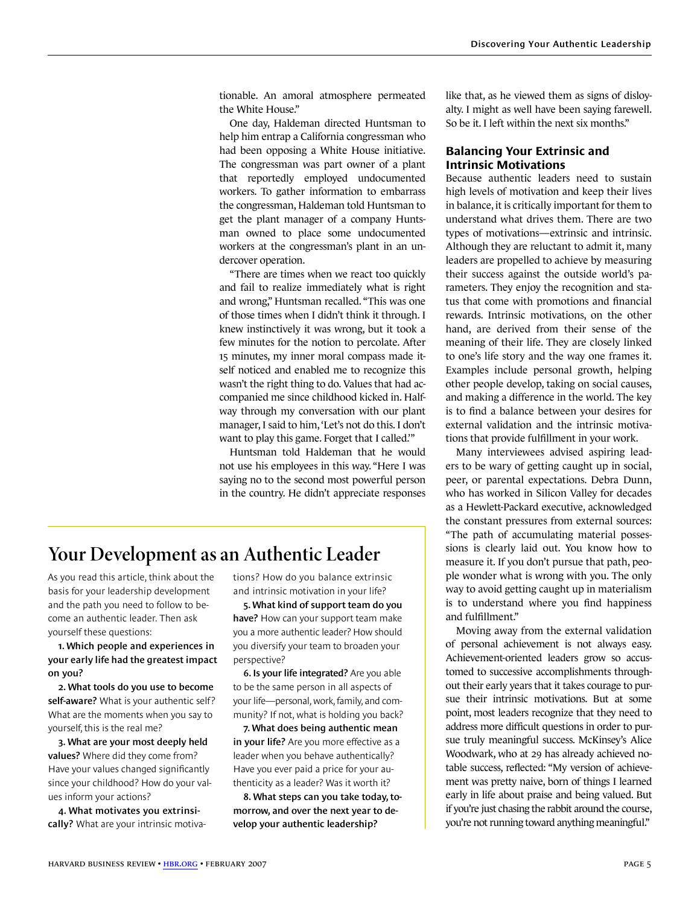tionable. An amoral atmosphere permeated the White House."

One day, Haldeman directed Huntsman to help him entrap a California congressman who had been opposing a White House initiative. The congressman was part owner of a plant that reportedly employed undocumented workers. To gather information to embarrass the congressman, Haldeman told Huntsman to get the plant manager of a company Huntsman owned to place some undocumented workers at the congressman's plant in an undercover operation.

"There are times when we react too quickly and fail to realize immediately what is right and wrong," Huntsman recalled. "This was one of those times when I didn't think it through. I knew instinctively it was wrong, but it took a few minutes for the notion to percolate. After 15 minutes, my inner moral compass made itself noticed and enabled me to recognize this wasn't the right thing to do. Values that had accompanied me since childhood kicked in. Halfway through my conversation with our plant manager, I said to him, 'Let's not do this. I don't want to play this game. Forget that I called.'"

Huntsman told Haldeman that he would not use his employees in this way. "Here I was saying no to the second most powerful person in the country. He didn't appreciate responses like that, as he viewed them as signs of disloyalty. I might as well have been saying farewell. So be it. I left within the next six months."

## Balancing Your Extrinsic and Intrinsic Motivations

Because authentic leaders need to sustain high levels of motivation and keep their lives in balance, it is critically important for them to understand what drives them. There are two types of motivations—extrinsic and intrinsic. Although they are reluctant to admit it, many leaders are propelled to achieve by measuring their success against the outside world's parameters. They enjoy the recognition and status that come with promotions and financial rewards. Intrinsic motivations, on the other hand, are derived from their sense of the meaning of their life. They are closely linked to one's life story and the way one frames it. Examples include personal growth, helping other people develop, taking on social causes, and making a difference in the world. The key is to find a balance between your desires for external validation and the intrinsic motivations that provide fulfillment in your work.

Many interviewees advised aspiring leaders to be wary of getting caught up in social, peer, or parental expectations. Debra Dunn, who has worked in Silicon Valley for decades as a Hewlett-Packard executive, acknowledged the constant pressures from external sources: "The path of accumulating material possessions is clearly laid out. You know how to measure it. If you don't pursue that path, people wonder what is wrong with you. The only way to avoid getting caught up in materialism is to understand where you find happiness and fulfillment."

Moving away from the external validation of personal achievement is not always easy. Achievement-oriented leaders grow so accustomed to successive accomplishments throughout their early years that it takes courage to pursue their intrinsic motivations. But at some point, most leaders recognize that they need to address more difficult questions in order to pursue truly meaningful success. McKinsey's Alice Woodwark, who at 29 has already achieved notable success, reflected: "My version of achievement was pretty naive, born of things I learned early in life about praise and being valued. But if you're just chasing the rabbit around the course, you're not running toward anything meaningful."

## Your Development as an Authentic Leader

As you read this article, think about the basis for your leadership development and the path you need to follow to become an authentic leader. Then ask yourself these questions:

**1. Which people and experiences in your early life had the greatest impact on you?**

**2. What tools do you use to become self-aware?** What is your authentic self? What are the moments when you say to yourself, this is the real me?

**3. What are your most deeply held values?** Where did they come from? Have your values changed significantly since your childhood? How do your values inform your actions?

**4. What motivates you extrinsically?** What are your intrinsic motivations? How do you balance extrinsic and intrinsic motivation in your life?

**5. What kind of support team do you have?** How can your support team make you a more authentic leader? How should you diversify your team to broaden your perspective?

**6. Is your life integrated?** Are you able to be the same person in all aspects of your life—personal, work, family, and community? If not, what is holding you back?

**7. What does being authentic mean in your life?** Are you more effective as a leader when you behave authentically? Have you ever paid a price for your authenticity as a leader? Was it worth it?

**8. What steps can you take today, tomorrow, and over the next year to develop your authentic leadership?**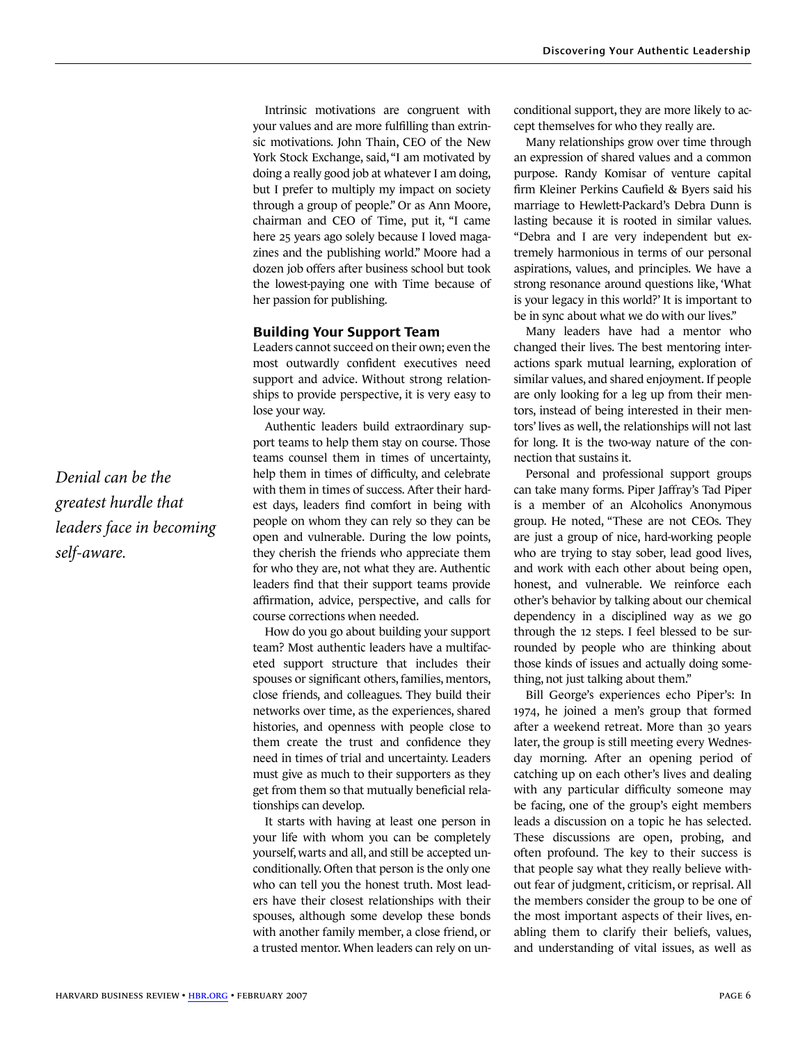Intrinsic motivations are congruent with your values and are more fulfilling than extrinsic motivations. John Thain, CEO of the New York Stock Exchange, said, "I am motivated by doing a really good job at whatever I am doing, but I prefer to multiply my impact on society through a group of people." Or as Ann Moore, chairman and CEO of Time, put it, "I came here 25 years ago solely because I loved magazines and the publishing world." Moore had a dozen job offers after business school but took the lowest-paying one with Time because of her passion for publishing.

### Building Your Support Team

Leaders cannot succeed on their own; even the most outwardly confident executives need support and advice. Without strong relationships to provide perspective, it is very easy to lose your way.

Authentic leaders build extraordinary support teams to help them stay on course. Those teams counsel them in times of uncertainty, help them in times of difficulty, and celebrate with them in times of success. After their hardest days, leaders find comfort in being with people on whom they can rely so they can be open and vulnerable. During the low points, they cherish the friends who appreciate them for who they are, not what they are. Authentic leaders find that their support teams provide affirmation, advice, perspective, and calls for course corrections when needed.

How do you go about building your support team? Most authentic leaders have a multifaceted support structure that includes their spouses or significant others, families, mentors, close friends, and colleagues. They build their networks over time, as the experiences, shared histories, and openness with people close to them create the trust and confidence they need in times of trial and uncertainty. Leaders must give as much to their supporters as they get from them so that mutually beneficial relationships can develop.

It starts with having at least one person in your life with whom you can be completely yourself, warts and all, and still be accepted unconditionally. Often that person is the only one who can tell you the honest truth. Most leaders have their closest relationships with their spouses, although some develop these bonds with another family member, a close friend, or a trusted mentor. When leaders can rely on unconditional support, they are more likely to accept themselves for who they really are.

Many relationships grow over time through an expression of shared values and a common purpose. Randy Komisar of venture capital firm Kleiner Perkins Caufield & Byers said his marriage to Hewlett-Packard's Debra Dunn is lasting because it is rooted in similar values. "Debra and I are very independent but extremely harmonious in terms of our personal aspirations, values, and principles. We have a strong resonance around questions like, 'What is your legacy in this world?' It is important to be in sync about what we do with our lives."

Many leaders have had a mentor who changed their lives. The best mentoring interactions spark mutual learning, exploration of similar values, and shared enjoyment. If people are only looking for a leg up from their mentors, instead of being interested in their mentors' lives as well, the relationships will not last for long. It is the two-way nature of the connection that sustains it.

Personal and professional support groups can take many forms. Piper Jaffray's Tad Piper is a member of an Alcoholics Anonymous group. He noted, "These are not CEOs. They are just a group of nice, hard-working people who are trying to stay sober, lead good lives, and work with each other about being open, honest, and vulnerable. We reinforce each other's behavior by talking about our chemical dependency in a disciplined way as we go through the 12 steps. I feel blessed to be surrounded by people who are thinking about those kinds of issues and actually doing something, not just talking about them."

Bill George's experiences echo Piper's: In 1974, he joined a men's group that formed after a weekend retreat. More than 30 years later, the group is still meeting every Wednesday morning. After an opening period of catching up on each other's lives and dealing with any particular difficulty someone may be facing, one of the group's eight members leads a discussion on a topic he has selected. These discussions are open, probing, and often profound. The key to their success is that people say what they really believe without fear of judgment, criticism, or reprisal. All the members consider the group to be one of the most important aspects of their lives, enabling them to clarify their beliefs, values, and understanding of vital issues, as well as

*Denial can be the greatest hurdle that leaders face in becoming self-aware.*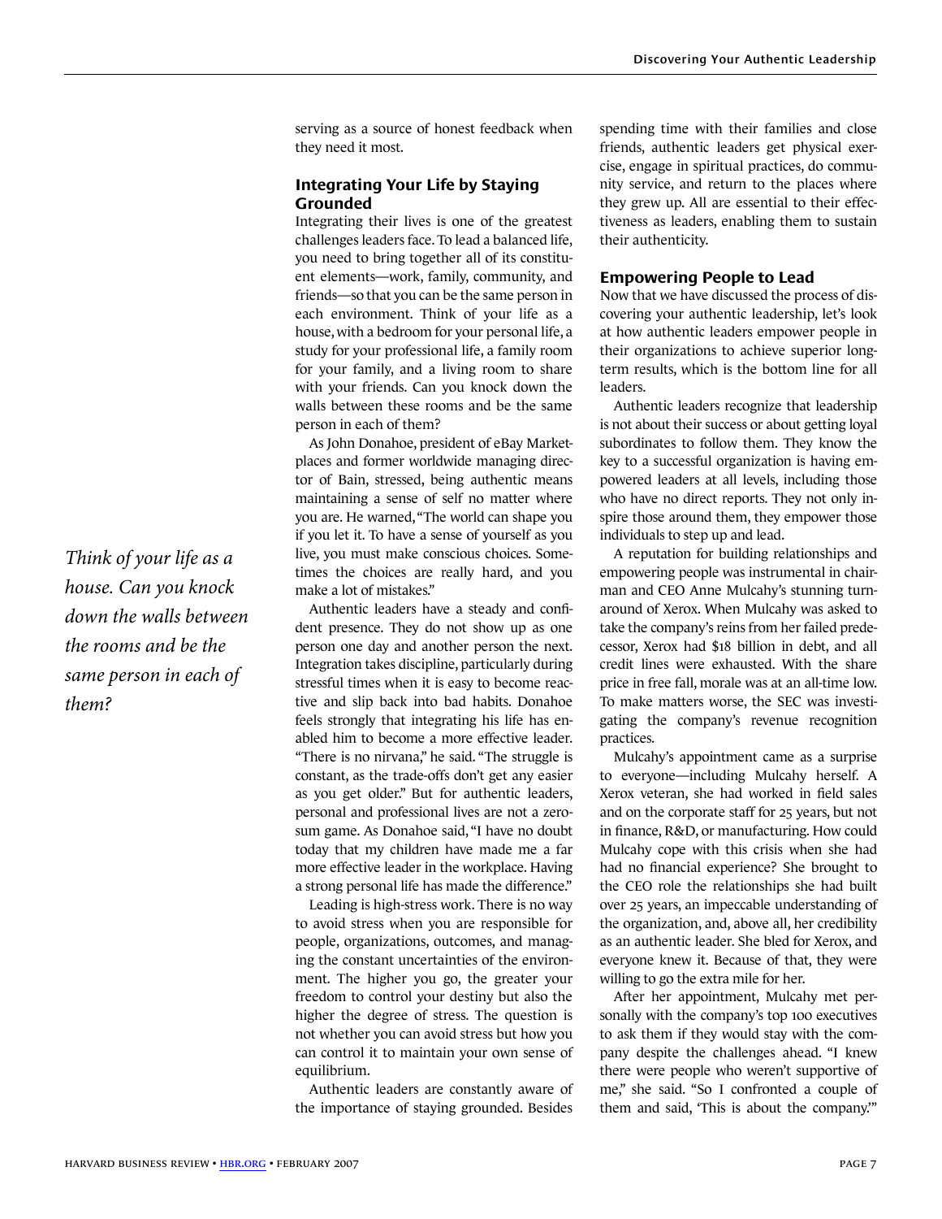serving as a source of honest feedback when they need it most.

### Integrating Your Life by Staying Grounded

Integrating their lives is one of the greatest challenges leaders face. To lead a balanced life, you need to bring together all of its constituent elements—work, family, community, and friends—so that you can be the same person in each environment. Think of your life as a house, with a bedroom for your personal life, a study for your professional life, a family room for your family, and a living room to share with your friends. Can you knock down the walls between these rooms and be the same person in each of them?

As John Donahoe, president of eBay Marketplaces and former worldwide managing director of Bain, stressed, being authentic means maintaining a sense of self no matter where you are. He warned, "The world can shape you if you let it. To have a sense of yourself as you live, you must make conscious choices. Sometimes the choices are really hard, and you make a lot of mistakes."

*Think of your life as a house. Can you knock down the walls between the rooms and be the same person in each of them?*

Authentic leaders have a steady and confident presence. They do not show up as one person one day and another person the next. Integration takes discipline, particularly during stressful times when it is easy to become reactive and slip back into bad habits. Donahoe feels strongly that integrating his life has enabled him to become a more effective leader. "There is no nirvana," he said. "The struggle is constant, as the trade-offs don't get any easier as you get older." But for authentic leaders, personal and professional lives are not a zero-sum game. As Donahoe said, "I have no doubt today that my children have made me a far more effective leader in the workplace. Having a strong personal life has made the difference."

Leading is high-stress work. There is no way to avoid stress when you are responsible for people, organizations, outcomes, and managing the constant uncertainties of the environment. The higher you go, the greater your freedom to control your destiny but also the higher the degree of stress. The question is not whether you can avoid stress but how you can control it to maintain your own sense of equilibrium.

Authentic leaders are constantly aware of the importance of staying grounded. Besides spending time with their families and close friends, authentic leaders get physical exercise, engage in spiritual practices, do community service, and return to the places where they grew up. All are essential to their effectiveness as leaders, enabling them to sustain their authenticity.

### Empowering People to Lead

Now that we have discussed the process of discovering your authentic leadership, let's look at how authentic leaders empower people in their organizations to achieve superior long-term results, which is the bottom line for all leaders.

Authentic leaders recognize that leadership is not about their success or about getting loyal subordinates to follow them. They know the key to a successful organization is having empowered leaders at all levels, including those who have no direct reports. They not only inspire those around them, they empower those individuals to step up and lead.

A reputation for building relationships and empowering people was instrumental in chairman and CEO Anne Mulcahy's stunning turnaround of Xerox. When Mulcahy was asked to take the company's reins from her failed predecessor, Xerox had $18 billion in debt, and all credit lines were exhausted. With the share price in free fall, morale was at an all-time low. To make matters worse, the SEC was investigating the company's revenue recognition practices.

Mulcahy's appointment came as a surprise to everyone—including Mulcahy herself. A Xerox veteran, she had worked in field sales and on the corporate staff for 25 years, but not in finance, R&D, or manufacturing. How could Mulcahy cope with this crisis when she had had no financial experience? She brought to the CEO role the relationships she had built over 25 years, an impeccable understanding of the organization, and, above all, her credibility as an authentic leader. She bled for Xerox, and everyone knew it. Because of that, they were willing to go the extra mile for her.

After her appointment, Mulcahy met personally with the company's top 100 executives to ask them if they would stay with the company despite the challenges ahead. "I knew there were people who weren't supportive of me," she said. "So I confronted a couple of them and said, 'This is about the company.'"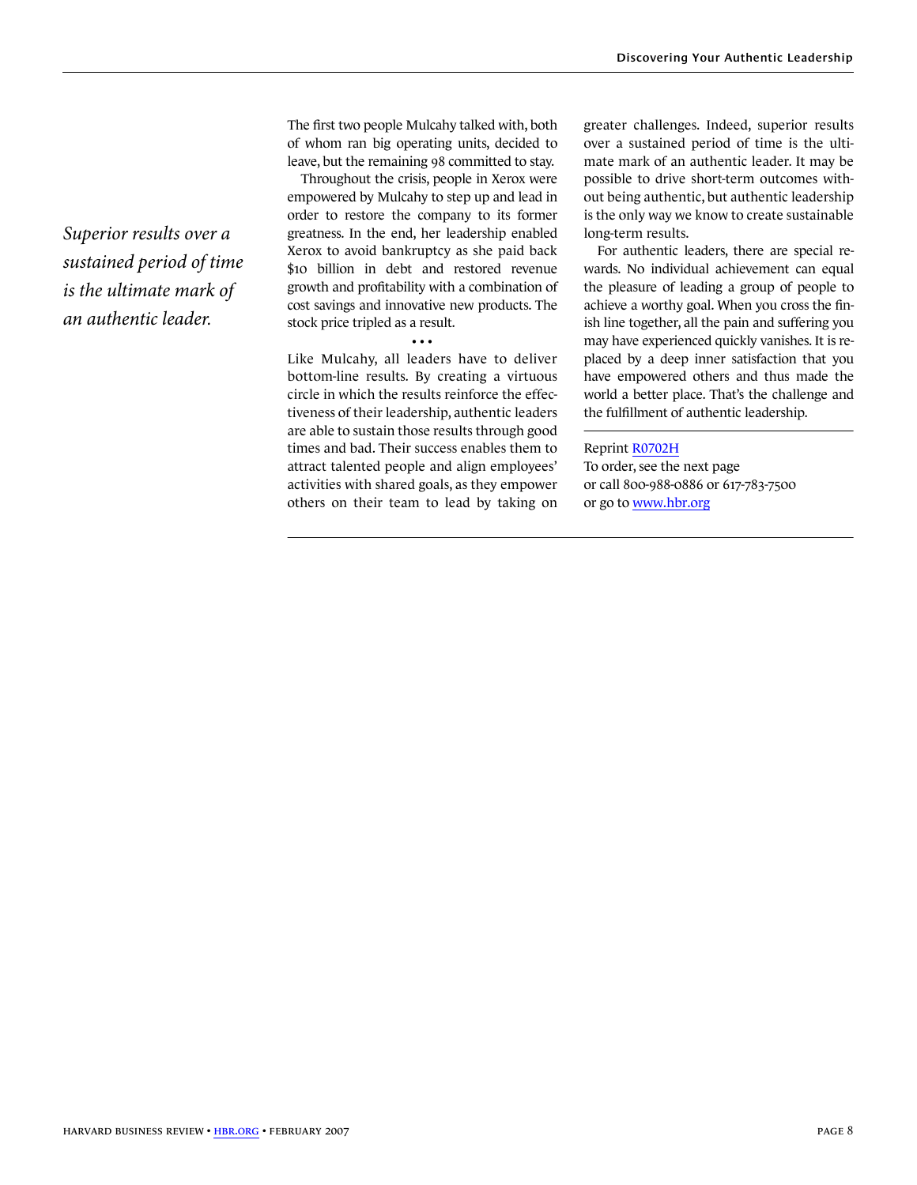*Superior results over a sustained period of time is the ultimate mark of an authentic leader.*

The first two people Mulcahy talked with, both of whom ran big operating units, decided to leave, but the remaining 98 committed to stay.

Throughout the crisis, people in Xerox were empowered by Mulcahy to step up and lead in order to restore the company to its former greatness. In the end, her leadership enabled Xerox to avoid bankruptcy as she paid back $10 billion in debt and restored revenue growth and profitability with a combination of cost savings and innovative new products. The stock price tripled as a result.

• • •

Like Mulcahy, all leaders have to deliver bottom-line results. By creating a virtuous circle in which the results reinforce the effectiveness of their leadership, authentic leaders are able to sustain those results through good times and bad. Their success enables them to attract talented people and align employees' activities with shared goals, as they empower others on their team to lead by taking on greater challenges. Indeed, superior results over a sustained period of time is the ultimate mark of an authentic leader. It may be possible to drive short-term outcomes without being authentic, but authentic leadership is the only way we know to create sustainable long-term results.

For authentic leaders, there are special rewards. No individual achievement can equal the pleasure of leading a group of people to achieve a worthy goal. When you cross the finish line together, all the pain and suffering you may have experienced quickly vanishes. It is replaced by a deep inner satisfaction that you have empowered others and thus made the world a better place. That's the challenge and the fulfillment of authentic leadership.

---

Reprint R0702H
To order, see the next page
or call 800-988-0886 or 617-783-7500
or go to www.hbr.org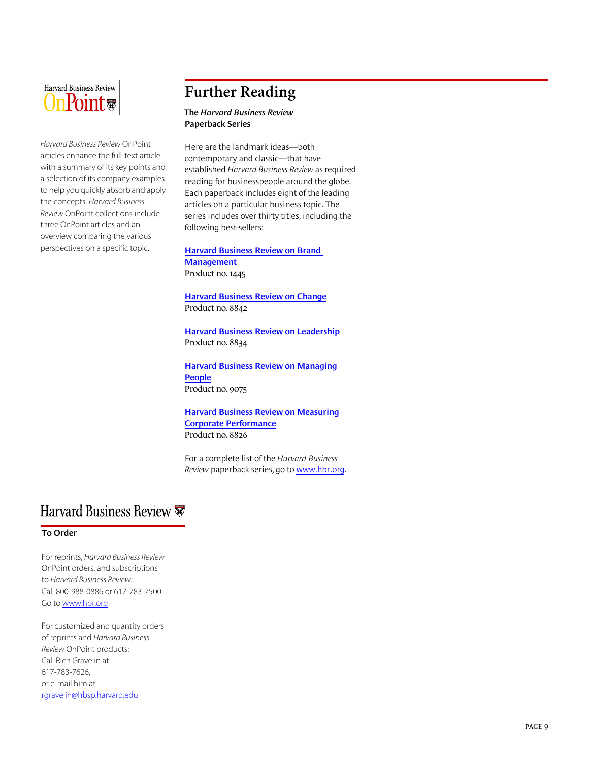Harvard Business Review OnPoint

*Harvard Business Review* OnPoint articles enhance the full-text article with a summary of its key points and a selection of its company examples to help you quickly absorb and apply the concepts. *Harvard Business Review* OnPoint collections include three OnPoint articles and an overview comparing the various perspectives on a specific topic.

# Further Reading

**The *Harvard Business Review* Paperback Series**

Here are the landmark ideas—both contemporary and classic—that have established *Harvard Business Review* as required reading for businesspeople around the globe. Each paperback includes eight of the leading articles on a particular business topic. The series includes over thirty titles, including the following best-sellers:

**Harvard Business Review on Brand Management**
Product no. 1445

**Harvard Business Review on Change**
Product no. 8842

**Harvard Business Review on Leadership**
Product no. 8834

**Harvard Business Review on Managing People**
Product no. 9075

**Harvard Business Review on Measuring Corporate Performance**
Product no. 8826

For a complete list of the *Harvard Business Review* paperback series, go to www.hbr.org.

Harvard Business Review

**To Order**

For reprints, *Harvard Business Review* OnPoint orders, and subscriptions to *Harvard Business Review:*
Call 800-988-0886 or 617-783-7500.
Go to www.hbr.org

For customized and quantity orders of reprints and *Harvard Business Review* OnPoint products:
Call Rich Gravelin at 617-783-7626,
or e-mail him at rgravelin@hbsp.harvard.edu